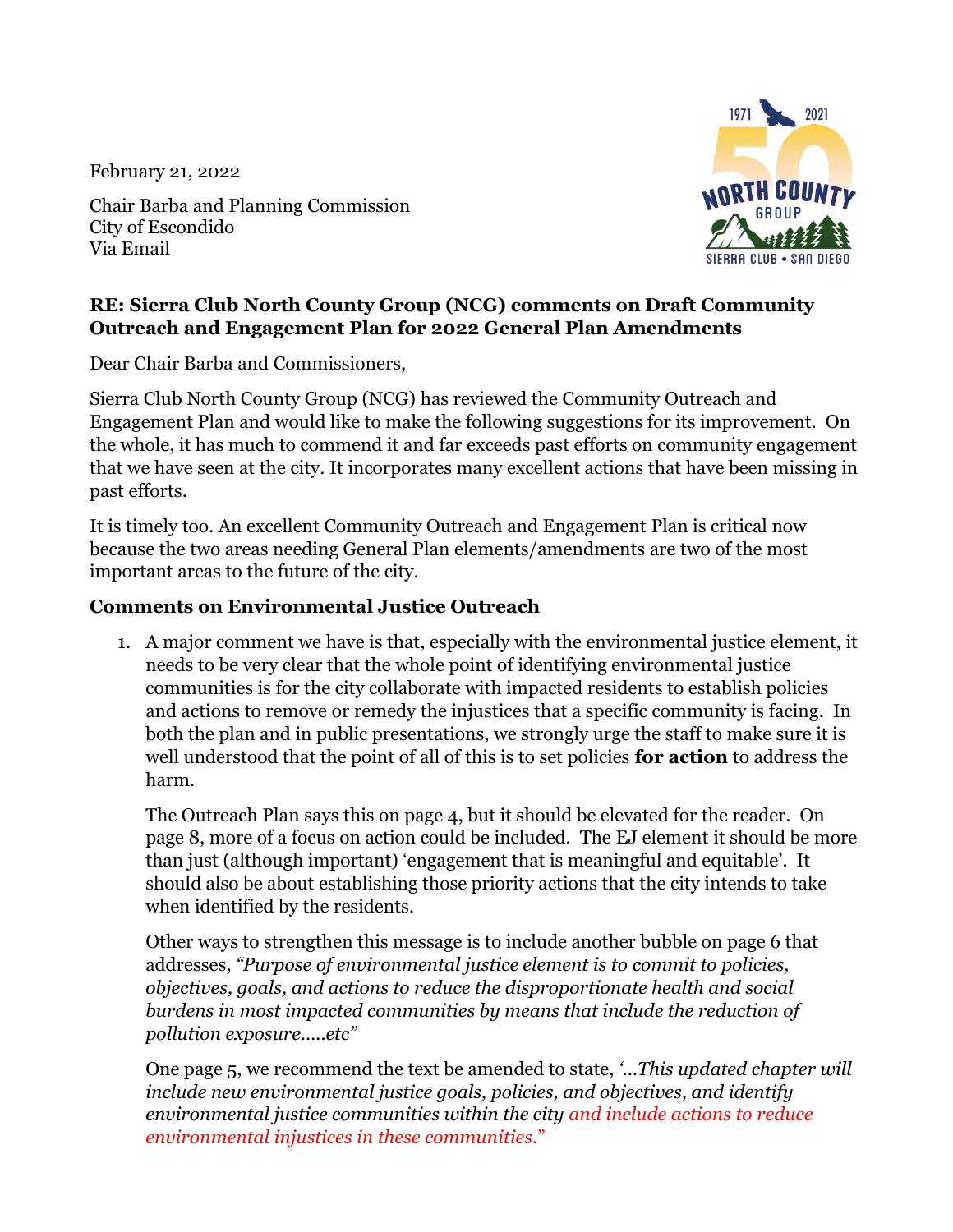February 21, 2022

Chair Barba and Planning Commission
City of Escondido
Via Email

**RE: Sierra Club North County Group (NCG) comments on Draft Community Outreach and Engagement Plan for 2022 General Plan Amendments**

Dear Chair Barba and Commissioners,

Sierra Club North County Group (NCG) has reviewed the Community Outreach and Engagement Plan and would like to make the following suggestions for its improvement. On the whole, it has much to commend it and far exceeds past efforts on community engagement that we have seen at the city. It incorporates many excellent actions that have been missing in past efforts.

It is timely too. An excellent Community Outreach and Engagement Plan is critical now because the two areas needing General Plan elements/amendments are two of the most important areas to the future of the city.

## Comments on Environmental Justice Outreach

1. A major comment we have is that, especially with the environmental justice element, it needs to be very clear that the whole point of identifying environmental justice communities is for the city collaborate with impacted residents to establish policies and actions to remove or remedy the injustices that a specific community is facing. In both the plan and in public presentations, we strongly urge the staff to make sure it is well understood that the point of all of this is to set policies **for action** to address the harm.

   The Outreach Plan says this on page 4, but it should be elevated for the reader. On page 8, more of a focus on action could be included. The EJ element it should be more than just (although important) 'engagement that is meaningful and equitable'. It should also be about establishing those priority actions that the city intends to take when identified by the residents.

   Other ways to strengthen this message is to include another bubble on page 6 that addresses, *"Purpose of environmental justice element is to commit to policies, objectives, goals, and actions to reduce the disproportionate health and social burdens in most impacted communities by means that include the reduction of pollution exposure…..etc"*

   One page 5, we recommend the text be amended to state, *'…This updated chapter will include new environmental justice goals, policies, and objectives, and identify environmental justice communities within the city and include actions to reduce environmental injustices in these communities."*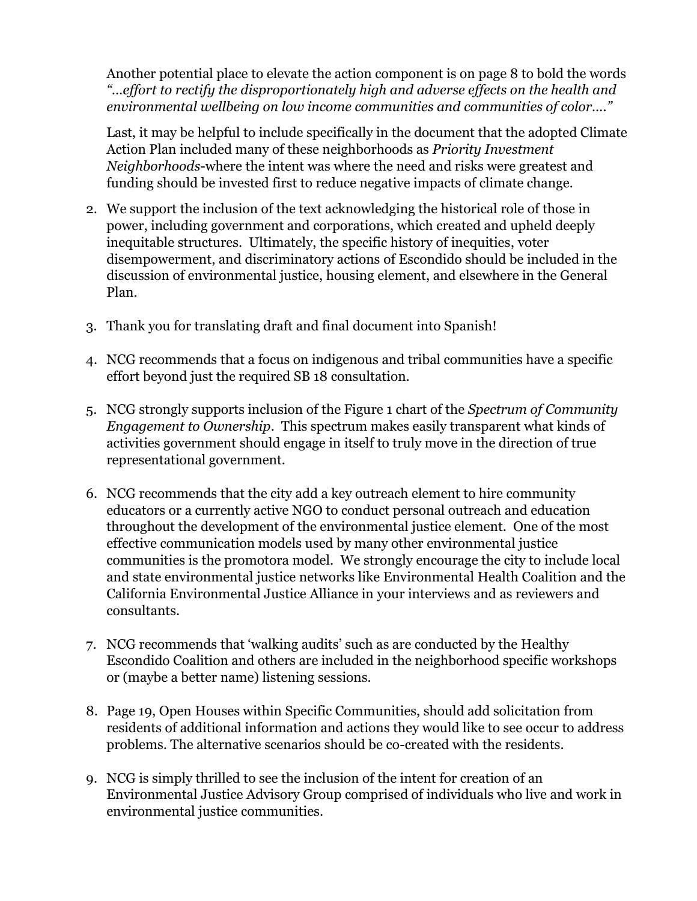Another potential place to elevate the action component is on page 8 to bold the words *"…effort to rectify the disproportionately high and adverse effects on the health and environmental wellbeing on low income communities and communities of color…."*

Last, it may be helpful to include specifically in the document that the adopted Climate Action Plan included many of these neighborhoods as *Priority Investment Neighborhoods*-where the intent was where the need and risks were greatest and funding should be invested first to reduce negative impacts of climate change.

2. We support the inclusion of the text acknowledging the historical role of those in power, including government and corporations, which created and upheld deeply inequitable structures. Ultimately, the specific history of inequities, voter disempowerment, and discriminatory actions of Escondido should be included in the discussion of environmental justice, housing element, and elsewhere in the General Plan.

3. Thank you for translating draft and final document into Spanish!

4. NCG recommends that a focus on indigenous and tribal communities have a specific effort beyond just the required SB 18 consultation.

5. NCG strongly supports inclusion of the Figure 1 chart of the *Spectrum of Community Engagement to Ownership*. This spectrum makes easily transparent what kinds of activities government should engage in itself to truly move in the direction of true representational government.

6. NCG recommends that the city add a key outreach element to hire community educators or a currently active NGO to conduct personal outreach and education throughout the development of the environmental justice element. One of the most effective communication models used by many other environmental justice communities is the promotora model. We strongly encourage the city to include local and state environmental justice networks like Environmental Health Coalition and the California Environmental Justice Alliance in your interviews and as reviewers and consultants.

7. NCG recommends that 'walking audits' such as are conducted by the Healthy Escondido Coalition and others are included in the neighborhood specific workshops or (maybe a better name) listening sessions.

8. Page 19, Open Houses within Specific Communities, should add solicitation from residents of additional information and actions they would like to see occur to address problems. The alternative scenarios should be co-created with the residents.

9. NCG is simply thrilled to see the inclusion of the intent for creation of an Environmental Justice Advisory Group comprised of individuals who live and work in environmental justice communities.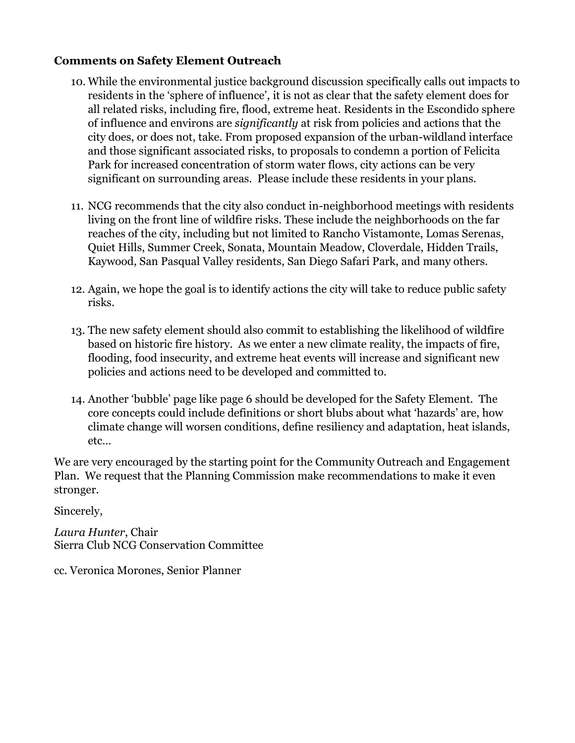**Comments on Safety Element Outreach**

10. While the environmental justice background discussion specifically calls out impacts to residents in the 'sphere of influence', it is not as clear that the safety element does for all related risks, including fire, flood, extreme heat. Residents in the Escondido sphere of influence and environs are *significantly* at risk from policies and actions that the city does, or does not, take. From proposed expansion of the urban-wildland interface and those significant associated risks, to proposals to condemn a portion of Felicita Park for increased concentration of storm water flows, city actions can be very significant on surrounding areas. Please include these residents in your plans.

11. NCG recommends that the city also conduct in-neighborhood meetings with residents living on the front line of wildfire risks. These include the neighborhoods on the far reaches of the city, including but not limited to Rancho Vistamonte, Lomas Serenas, Quiet Hills, Summer Creek, Sonata, Mountain Meadow, Cloverdale, Hidden Trails, Kaywood, San Pasqual Valley residents, San Diego Safari Park, and many others.

12. Again, we hope the goal is to identify actions the city will take to reduce public safety risks.

13. The new safety element should also commit to establishing the likelihood of wildfire based on historic fire history. As we enter a new climate reality, the impacts of fire, flooding, food insecurity, and extreme heat events will increase and significant new policies and actions need to be developed and committed to.

14. Another 'bubble' page like page 6 should be developed for the Safety Element. The core concepts could include definitions or short blubs about what 'hazards' are, how climate change will worsen conditions, define resiliency and adaptation, heat islands, etc…

We are very encouraged by the starting point for the Community Outreach and Engagement Plan. We request that the Planning Commission make recommendations to make it even stronger.

Sincerely,

*Laura Hunter*, Chair
Sierra Club NCG Conservation Committee

cc. Veronica Morones, Senior Planner